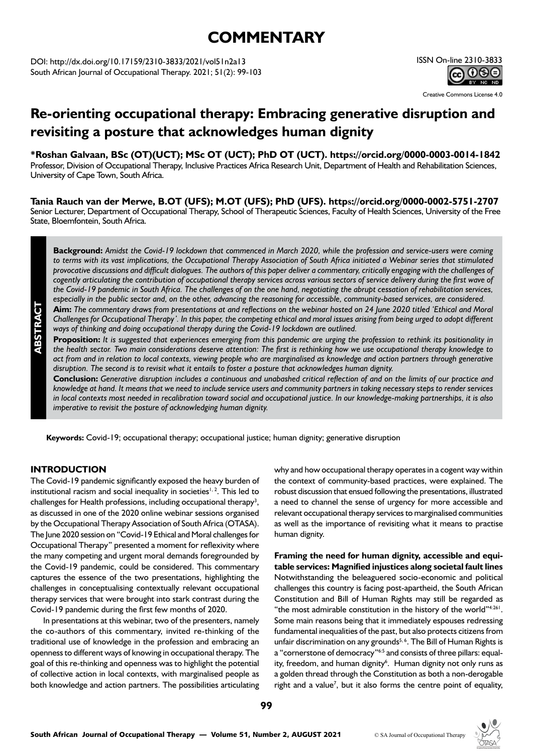# COMMENTARY

DOI: http://dx.doi.org/10.17159/2310-3833/2021/vol51n2a13
South African Journal of Occupational Therapy. 2021; 51(2): 99-103

ISSN On-line 2310-3833

Creative Commons License 4.0

# Re-orienting occupational therapy: Embracing generative disruption and revisiting a posture that acknowledges human dignity

**\*Roshan Galvaan, BSc (OT)(UCT); MSc OT (UCT); PhD OT (UCT). https://orcid.org/0000-0003-0014-1842**
Professor, Division of Occupational Therapy, Inclusive Practices Africa Research Unit, Department of Health and Rehabilitation Sciences, University of Cape Town, South Africa.

**Tania Rauch van der Merwe, B.OT (UFS); M.OT (UFS); PhD (UFS). https://orcid.org/0000-0002-5751-2707**
Senior Lecturer, Department of Occupational Therapy, School of Therapeutic Sciences, Faculty of Health Sciences, University of the Free State, Bloemfontein, South Africa.

## ABSTRACT

**Background:** *Amidst the Covid-19 lockdown that commenced in March 2020, while the profession and service-users were coming to terms with its vast implications, the Occupational Therapy Association of South Africa initiated a Webinar series that stimulated provocative discussions and difficult dialogues. The authors of this paper deliver a commentary, critically engaging with the challenges of cogently articulating the contribution of occupational therapy services across various sectors of service delivery during the first wave of the Covid-19 pandemic in South Africa. The challenges of on the one hand, negotiating the abrupt cessation of rehabilitation services, especially in the public sector and, on the other, advancing the reasoning for accessible, community-based services, are considered.*

**Aim:** *The commentary draws from presentations at and reflections on the webinar hosted on 24 June 2020 titled 'Ethical and Moral Challenges for Occupational Therapy'. In this paper, the competing ethical and moral issues arising from being urged to adopt different ways of thinking and doing occupational therapy during the Covid-19 lockdown are outlined.*

**Proposition:** *It is suggested that experiences emerging from this pandemic are urging the profession to rethink its positionality in the health sector. Two main considerations deserve attention: The first is rethinking how we use occupational therapy knowledge to act from and in relation to local contexts, viewing people who are marginalised as knowledge and action partners through generative disruption. The second is to revisit what it entails to foster a posture that acknowledges human dignity.*

**Conclusion:** *Generative disruption includes a continuous and unabashed critical reflection of and on the limits of our practice and knowledge at hand. It means that we need to include service users and community partners in taking necessary steps to render services in local contexts most needed in recalibration toward social and occupational justice. In our knowledge-making partnerships, it is also imperative to revisit the posture of acknowledging human dignity.*

**Keywords:** Covid-19; occupational therapy; occupational justice; human dignity; generative disruption

## INTRODUCTION

The Covid-19 pandemic significantly exposed the heavy burden of institutional racism and social inequality in societies[1, 2]. This led to challenges for Health professions, including occupational therapy[3], as discussed in one of the 2020 online webinar sessions organised by the Occupational Therapy Association of South Africa (OTASA). The June 2020 session on "Covid-19 Ethical and Moral challenges for Occupational Therapy" presented a moment for reflexivity where the many competing and urgent moral demands foregrounded by the Covid-19 pandemic, could be considered. This commentary captures the essence of the two presentations, highlighting the challenges in conceptualising contextually relevant occupational therapy services that were brought into stark contrast during the Covid-19 pandemic during the first few months of 2020.

In presentations at this webinar, two of the presenters, namely the co-authors of this commentary, invited re-thinking of the traditional use of knowledge in the profession and embracing an openness to different ways of knowing in occupational therapy. The goal of this re-thinking and openness was to highlight the potential of collective action in local contexts, with marginalised people as both knowledge and action partners. The possibilities articulating why and how occupational therapy operates in a cogent way within the context of community-based practices, were explained. The robust discussion that ensued following the presentations, illustrated a need to channel the sense of urgency for more accessible and relevant occupational therapy services to marginalised communities as well as the importance of revisiting what it means to practise human dignity.

**Framing the need for human dignity, accessible and equitable services: Magnified injustices along societal fault lines**

Notwithstanding the beleaguered socio-economic and political challenges this country is facing post-apartheid, the South African Constitution and Bill of Human Rights may still be regarded as "the most admirable constitution in the history of the world"[4:261]. Some main reasons being that it immediately espouses redressing fundamental inequalities of the past, but also protects citizens from unfair discrimination on any grounds[5, 6]. The Bill of Human Rights is a "cornerstone of democracy"[6:5] and consists of three pillars: equality, freedom, and human dignity[6]. Human dignity not only runs as a golden thread through the Constitution as both a non-derogable right and a value[7], but it also forms the centre point of equality,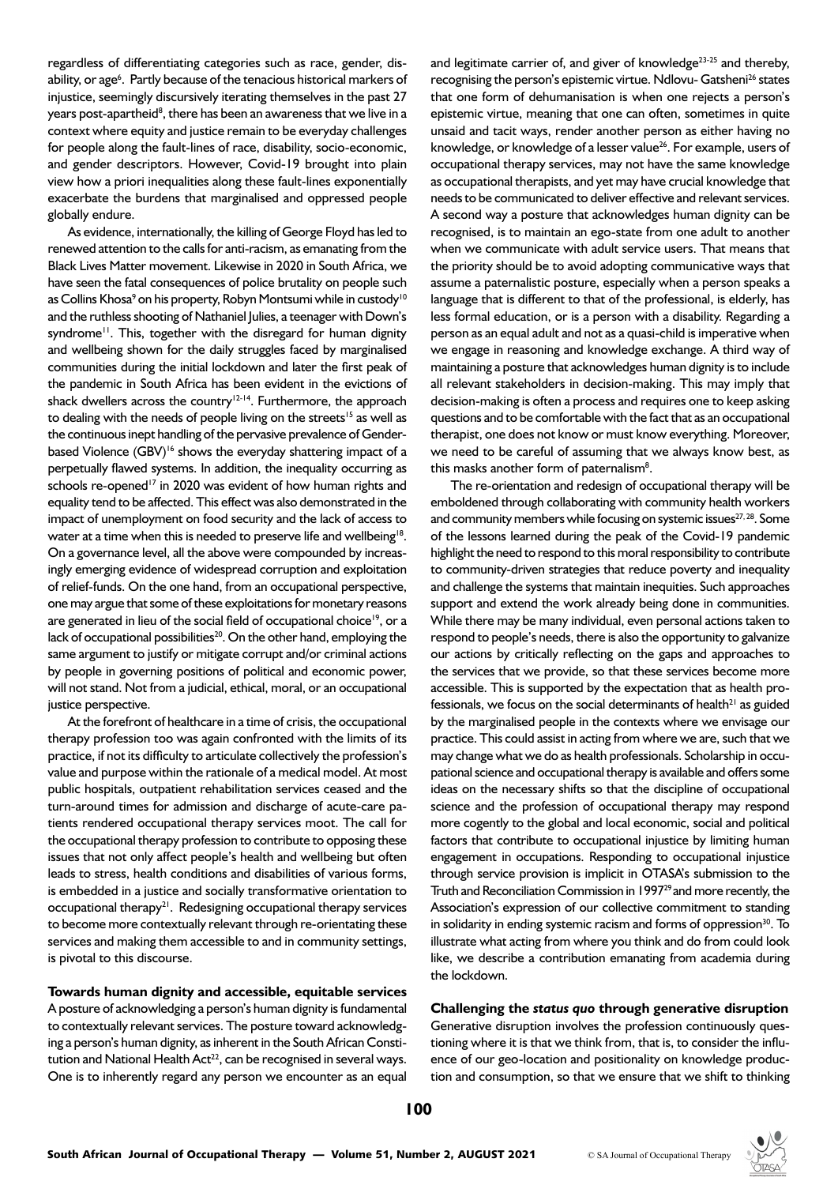regardless of differentiating categories such as race, gender, disability, or age[6]. Partly because of the tenacious historical markers of injustice, seemingly discursively iterating themselves in the past 27 years post-apartheid[8], there has been an awareness that we live in a context where equity and justice remain to be everyday challenges for people along the fault-lines of race, disability, socio-economic, and gender descriptors. However, Covid-19 brought into plain view how a priori inequalities along these fault-lines exponentially exacerbate the burdens that marginalised and oppressed people globally endure.

As evidence, internationally, the killing of George Floyd has led to renewed attention to the calls for anti-racism, as emanating from the Black Lives Matter movement. Likewise in 2020 in South Africa, we have seen the fatal consequences of police brutality on people such as Collins Khosa[9] on his property, Robyn Montsumi while in custody[10] and the ruthless shooting of Nathaniel Julies, a teenager with Down's syndrome[11]. This, together with the disregard for human dignity and wellbeing shown for the daily struggles faced by marginalised communities during the initial lockdown and later the first peak of the pandemic in South Africa has been evident in the evictions of shack dwellers across the country[12-14]. Furthermore, the approach to dealing with the needs of people living on the streets[15] as well as the continuous inept handling of the pervasive prevalence of Gender-based Violence (GBV)[16] shows the everyday shattering impact of a perpetually flawed systems. In addition, the inequality occurring as schools re-opened[17] in 2020 was evident of how human rights and equality tend to be affected. This effect was also demonstrated in the impact of unemployment on food security and the lack of access to water at a time when this is needed to preserve life and wellbeing[18]. On a governance level, all the above were compounded by increasingly emerging evidence of widespread corruption and exploitation of relief-funds. On the one hand, from an occupational perspective, one may argue that some of these exploitations for monetary reasons are generated in lieu of the social field of occupational choice[19], or a lack of occupational possibilities[20]. On the other hand, employing the same argument to justify or mitigate corrupt and/or criminal actions by people in governing positions of political and economic power, will not stand. Not from a judicial, ethical, moral, or an occupational justice perspective.

At the forefront of healthcare in a time of crisis, the occupational therapy profession too was again confronted with the limits of its practice, if not its difficulty to articulate collectively the profession's value and purpose within the rationale of a medical model. At most public hospitals, outpatient rehabilitation services ceased and the turn-around times for admission and discharge of acute-care patients rendered occupational therapy services moot. The call for the occupational therapy profession to contribute to opposing these issues that not only affect people's health and wellbeing but often leads to stress, health conditions and disabilities of various forms, is embedded in a justice and socially transformative orientation to occupational therapy[21]. Redesigning occupational therapy services to become more contextually relevant through re-orientating these services and making them accessible to and in community settings, is pivotal to this discourse.

## Towards human dignity and accessible, equitable services

A posture of acknowledging a person's human dignity is fundamental to contextually relevant services. The posture toward acknowledging a person's human dignity, as inherent in the South African Constitution and National Health Act[22], can be recognised in several ways. One is to inherently regard any person we encounter as an equal and legitimate carrier of, and giver of knowledge[23-25] and thereby, recognising the person's epistemic virtue. Ndlovu- Gatsheni[26] states that one form of dehumanisation is when one rejects a person's epistemic virtue, meaning that one can often, sometimes in quite unsaid and tacit ways, render another person as either having no knowledge, or knowledge of a lesser value[26]. For example, users of occupational therapy services, may not have the same knowledge as occupational therapists, and yet may have crucial knowledge that needs to be communicated to deliver effective and relevant services. A second way a posture that acknowledges human dignity can be recognised, is to maintain an ego-state from one adult to another when we communicate with adult service users. That means that the priority should be to avoid adopting communicative ways that assume a paternalistic posture, especially when a person speaks a language that is different to that of the professional, is elderly, has less formal education, or is a person with a disability. Regarding a person as an equal adult and not as a quasi-child is imperative when we engage in reasoning and knowledge exchange. A third way of maintaining a posture that acknowledges human dignity is to include all relevant stakeholders in decision-making. This may imply that decision-making is often a process and requires one to keep asking questions and to be comfortable with the fact that as an occupational therapist, one does not know or must know everything. Moreover, we need to be careful of assuming that we always know best, as this masks another form of paternalism[8].

The re-orientation and redesign of occupational therapy will be emboldened through collaborating with community health workers and community members while focusing on systemic issues[27, 28]. Some of the lessons learned during the peak of the Covid-19 pandemic highlight the need to respond to this moral responsibility to contribute to community-driven strategies that reduce poverty and inequality and challenge the systems that maintain inequities. Such approaches support and extend the work already being done in communities. While there may be many individual, even personal actions taken to respond to people's needs, there is also the opportunity to galvanize our actions by critically reflecting on the gaps and approaches to the services that we provide, so that these services become more accessible. This is supported by the expectation that as health professionals, we focus on the social determinants of health[21] as guided by the marginalised people in the contexts where we envisage our practice. This could assist in acting from where we are, such that we may change what we do as health professionals. Scholarship in occupational science and occupational therapy is available and offers some ideas on the necessary shifts so that the discipline of occupational science and the profession of occupational therapy may respond more cogently to the global and local economic, social and political factors that contribute to occupational injustice by limiting human engagement in occupations. Responding to occupational injustice through service provision is implicit in OTASA's submission to the Truth and Reconciliation Commission in 1997[29] and more recently, the Association's expression of our collective commitment to standing in solidarity in ending systemic racism and forms of oppression[30]. To illustrate what acting from where you think and do from could look like, we describe a contribution emanating from academia during the lockdown.

## Challenging the *status quo* through generative disruption

Generative disruption involves the profession continuously questioning where it is that we think from, that is, to consider the influence of our geo-location and positionality on knowledge production and consumption, so that we ensure that we shift to thinking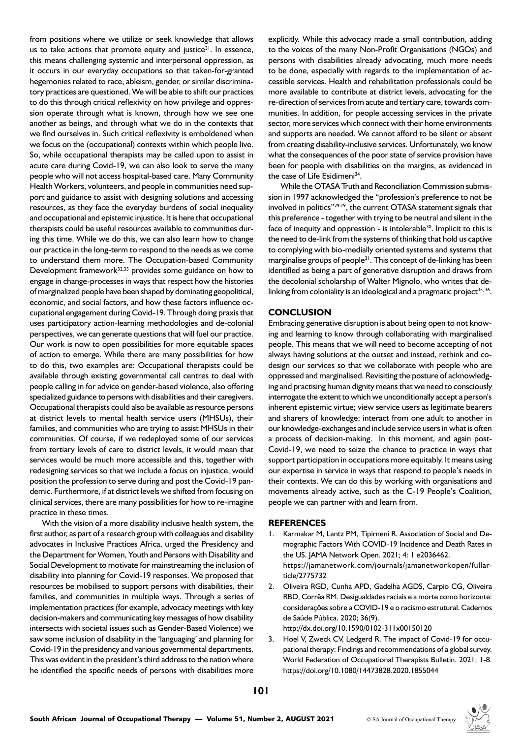from positions where we utilize or seek knowledge that allows us to take actions that promote equity and justice[31]. In essence, this means challenging systemic and interpersonal oppression, as it occurs in our everyday occupations so that taken-for-granted hegemonies related to race, ableism, gender, or similar discriminatory practices are questioned. We will be able to shift our practices to do this through critical reflexivity on how privilege and oppression operate through what is known, through how we see one another as beings, and through what we do in the contexts that we find ourselves in. Such critical reflexivity is emboldened when we focus on the (occupational) contexts within which people live. So, while occupational therapists may be called upon to assist in acute care during Covid-19, we can also look to serve the many people who will not access hospital-based care. Many Community Health Workers, volunteers, and people in communities need support and guidance to assist with designing solutions and accessing resources, as they face the everyday burdens of social inequality and occupational and epistemic injustice. It is here that occupational therapists could be useful resources available to communities during this time. While we do this, we can also learn how to change our practice in the long-term to respond to the needs as we come to understand them more. The Occupation-based Community Development framework[32,33] provides some guidance on how to engage in change-processes in ways that respect how the histories of marginalized people have been shaped by dominating geopolitical, economic, and social factors, and how these factors influence occupational engagement during Covid-19. Through doing praxis that uses participatory action-learning methodologies and de-colonial perspectives, we can generate questions that will fuel our practice. Our work is now to open possibilities for more equitable spaces of action to emerge. While there are many possibilities for how to do this, two examples are: Occupational therapists could be available through existing governmental call centres to deal with people calling in for advice on gender-based violence, also offering specialized guidance to persons with disabilities and their caregivers. Occupational therapists could also be available as resource persons at district levels to mental health service users (MHSUs), their families, and communities who are trying to assist MHSUs in their communities. Of course, if we redeployed some of our services from tertiary levels of care to district levels, it would mean that services would be much more accessible and this, together with redesigning services so that we include a focus on injustice, would position the profession to serve during and post the Covid-19 pandemic. Furthermore, if at district levels we shifted from focusing on clinical services, there are many possibilities for how to re-imagine practice in these times.

With the vision of a more disability inclusive health system, the first author, as part of a research group with colleagues and disability advocates in Inclusive Practices Africa, urged the Presidency and the Department for Women, Youth and Persons with Disability and Social Development to motivate for mainstreaming the inclusion of disability into planning for Covid-19 responses. We proposed that resources be mobilised to support persons with disabilities, their families, and communities in multiple ways. Through a series of implementation practices (for example, advocacy meetings with key decision-makers and communicating key messages of how disability intersects with societal issues such as Gender-Based Violence) we saw some inclusion of disability in the 'languaging' and planning for Covid-19 in the presidency and various governmental departments. This was evident in the president's third address to the nation where he identified the specific needs of persons with disabilities more explicitly. While this advocacy made a small contribution, adding to the voices of the many Non-Profit Organisations (NGOs) and persons with disabilities already advocating, much more needs to be done, especially with regards to the implementation of accessible services. Health and rehabilitation professionals could be more available to contribute at district levels, advocating for the re-direction of services from acute and tertiary care, towards communities. In addition, for people accessing services in the private sector, more services which connect with their home environments and supports are needed. We cannot afford to be silent or absent from creating disability-inclusive services. Unfortunately, we know what the consequences of the poor state of service provision have been for people with disabilities on the margins, as evidenced in the case of Life Esidimeni[34].

While the OTASA Truth and Reconciliation Commission submission in 1997 acknowledged the "profession's preference to not be involved in politics"[29:19], the current OTASA statement signals that this preference - together with trying to be neutral and silent in the face of inequity and oppression - is intolerable[30]. Implicit to this is the need to de-link from the systems of thinking that hold us captive to complying with bio-medially oriented systems and systems that marginalise groups of people[31]. This concept of de-linking has been identified as being a part of generative disruption and draws from the decolonial scholarship of Walter Mignolo, who writes that de-linking from coloniality is an ideological and a pragmatic project[35, 36].

## CONCLUSION

Embracing generative disruption is about being open to not knowing and learning to know through collaborating with marginalised people. This means that we will need to become accepting of not always having solutions at the outset and instead, rethink and co-design our services so that we collaborate with people who are oppressed and marginalised. Revisiting the posture of acknowledging and practising human dignity means that we need to consciously interrogate the extent to which we unconditionally accept a person's inherent epistemic virtue; view service users as legitimate bearers and sharers of knowledge; interact from one adult to another in our knowledge-exchanges and include service users in what is often a process of decision-making. In this moment, and again post-Covid-19, we need to seize the chance to practice in ways that support participation in occupations more equitably. It means using our expertise in service in ways that respond to people's needs in their contexts. We can do this by working with organisations and movements already active, such as the C-19 People's Coalition, people we can partner with and learn from.

## REFERENCES

1. Karmakar M, Lantz PM, Tipirneni R. Association of Social and Demographic Factors With COVID-19 Incidence and Death Rates in the US. JAMA Network Open. 2021; 4: 1 e2036462. https://jamanetwork.com/journals/jamanetworkopen/fullarticle/2775732
2. Oliveira RGD, Cunha APD, Gadelha AGDS, Carpio CG, Oliveira RBD, Corrêa RM. Desigualdades raciais e a morte como horizonte: considerações sobre a COVID-19 e o racismo estrutural. Cadernos de Saúde Pública. 2020; 36(9). http://dx.doi.org/10.1590/0102-311x00150120
3. Hoel V, Zweck CV, Ledgerd R. The impact of Covid-19 for occupational therapy: Findings and recommendations of a global survey. World Federation of Occupational Therapists Bulletin. 2021; 1-8. https://doi.org/10.1080/14473828.2020.1855044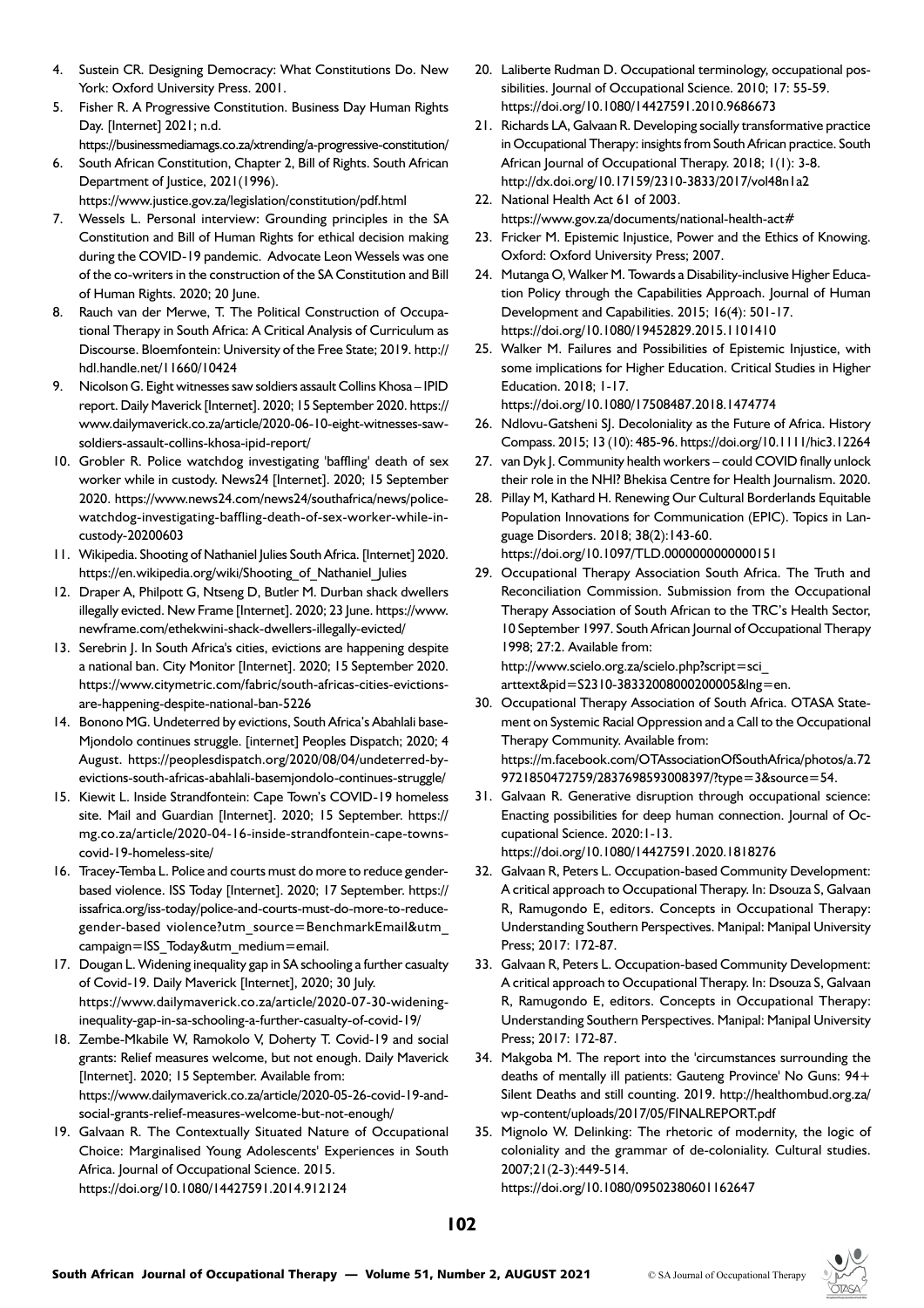4. Sustein CR. Designing Democracy: What Constitutions Do. New York: Oxford University Press. 2001.
5. Fisher R. A Progressive Constitution. Business Day Human Rights Day. [Internet] 2021; n.d. https://businessmediamags.co.za/xtrending/a-progressive-constitution/
6. South African Constitution, Chapter 2, Bill of Rights. South African Department of Justice, 2021(1996). https://www.justice.gov.za/legislation/constitution/pdf.html
7. Wessels L. Personal interview: Grounding principles in the SA Constitution and Bill of Human Rights for ethical decision making during the COVID-19 pandemic. Advocate Leon Wessels was one of the co-writers in the construction of the SA Constitution and Bill of Human Rights. 2020; 20 June.
8. Rauch van der Merwe, T. The Political Construction of Occupational Therapy in South Africa: A Critical Analysis of Curriculum as Discourse. Bloemfontein: University of the Free State; 2019. http://hdl.handle.net/11660/10424
9. Nicolson G. Eight witnesses saw soldiers assault Collins Khosa – IPID report. Daily Maverick [Internet]. 2020; 15 September 2020. https://www.dailymaverick.co.za/article/2020-06-10-eight-witnesses-saw-soldiers-assault-collins-khosa-ipid-report/
10. Grobler R. Police watchdog investigating 'baffling' death of sex worker while in custody. News24 [Internet]. 2020; 15 September 2020. https://www.news24.com/news24/southafrica/news/police-watchdog-investigating-baffling-death-of-sex-worker-while-in-custody-20200603
11. Wikipedia. Shooting of Nathaniel Julies South Africa. [Internet] 2020. https://en.wikipedia.org/wiki/Shooting_of_Nathaniel_Julies
12. Draper A, Philpott G, Ntseng D, Butler M. Durban shack dwellers illegally evicted. New Frame [Internet]. 2020; 23 June. https://www.newframe.com/ethekwini-shack-dwellers-illegally-evicted/
13. Serebrin J. In South Africa's cities, evictions are happening despite a national ban. City Monitor [Internet]. 2020; 15 September 2020. https://www.citymetric.com/fabric/south-africas-cities-evictions-are-happening-despite-national-ban-5226
14. Bonono MG. Undeterred by evictions, South Africa's Abahlali baseMjondolo continues struggle. [internet] Peoples Dispatch; 2020; 4 August. https://peoplesdispatch.org/2020/08/04/undeterred-by-evictions-south-africas-abahlali-basemjondolo-continues-struggle/
15. Kiewit L. Inside Strandfontein: Cape Town's COVID-19 homeless site. Mail and Guardian [Internet]. 2020; 15 September. https://mg.co.za/article/2020-04-16-inside-strandfontein-cape-towns-covid-19-homeless-site/
16. Tracey-Temba L. Police and courts must do more to reduce gender-based violence. ISS Today [Internet]. 2020; 17 September. https://issafrica.org/iss-today/police-and-courts-must-do-more-to-reduce-gender-based violence?utm_source=BenchmarkEmail&utm_campaign=ISS_Today&utm_medium=email.
17. Dougan L. Widening inequality gap in SA schooling a further casualty of Covid-19. Daily Maverick [Internet]; 2020; 30 July. https://www.dailymaverick.co.za/article/2020-07-30-widening-inequality-gap-in-sa-schooling-a-further-casualty-of-covid-19/
18. Zembe-Mkabile W, Ramokolo V, Doherty T. Covid-19 and social grants: Relief measures welcome, but not enough. Daily Maverick [Internet]. 2020; 15 September. Available from: https://www.dailymaverick.co.za/article/2020-05-26-covid-19-and-social-grants-relief-measures-welcome-but-not-enough/
19. Galvaan R. The Contextually Situated Nature of Occupational Choice: Marginalised Young Adolescents' Experiences in South Africa. Journal of Occupational Science. 2015. https://doi.org/10.1080/14427591.2014.912124
20. Laliberte Rudman D. Occupational terminology, occupational possibilities. Journal of Occupational Science. 2010; 17: 55-59. https://doi.org/10.1080/14427591.2010.9686673
21. Richards LA, Galvaan R. Developing socially transformative practice in Occupational Therapy: insights from South African practice. South African Journal of Occupational Therapy. 2018; 1(1): 3-8. http://dx.doi.org/10.17159/2310-3833/2017/vol48n1a2
22. National Health Act 61 of 2003. https://www.gov.za/documents/national-health-act#
23. Fricker M. Epistemic Injustice, Power and the Ethics of Knowing. Oxford: Oxford University Press; 2007.
24. Mutanga O, Walker M. Towards a Disability-inclusive Higher Education Policy through the Capabilities Approach. Journal of Human Development and Capabilities. 2015; 16(4): 501-17. https://doi.org/10.1080/19452829.2015.1101410
25. Walker M. Failures and Possibilities of Epistemic Injustice, with some implications for Higher Education. Critical Studies in Higher Education. 2018; 1-17. https://doi.org/10.1080/17508487.2018.1474774
26. Ndlovu-Gatsheni SJ. Decoloniality as the Future of Africa. History Compass. 2015; 13 (10): 485-96. https://doi.org/10.1111/hic3.12264
27. van Dyk J. Community health workers – could COVID finally unlock their role in the NHI? Bhekisa Centre for Health Journalism. 2020.
28. Pillay M, Kathard H. Renewing Our Cultural Borderlands Equitable Population Innovations for Communication (EPIC). Topics in Language Disorders. 2018; 38(2):143-60. https://doi.org/10.1097/TLD.0000000000000151
29. Occupational Therapy Association South Africa. The Truth and Reconciliation Commission. Submission from the Occupational Therapy Association of South African to the TRC's Health Sector, 10 September 1997. South African Journal of Occupational Therapy 1998; 27:2. Available from: http://www.scielo.org.za/scielo.php?script=sci_arttext&pid=S2310-38332008000200005&lng=en.
30. Occupational Therapy Association of South Africa. OTASA Statement on Systemic Racial Oppression and a Call to the Occupational Therapy Community. Available from: https://m.facebook.com/OTAssociationOfSouthAfrica/photos/a.729721850472759/2837698593008397/?type=3&source=54.
31. Galvaan R. Generative disruption through occupational science: Enacting possibilities for deep human connection. Journal of Occupational Science. 2020:1-13. https://doi.org/10.1080/14427591.2020.1818276
32. Galvaan R, Peters L. Occupation-based Community Development: A critical approach to Occupational Therapy. In: Dsouza S, Galvaan R, Ramugondo E, editors. Concepts in Occupational Therapy: Understanding Southern Perspectives. Manipal: Manipal University Press; 2017: 172-87.
33. Galvaan R, Peters L. Occupation-based Community Development: A critical approach to Occupational Therapy. In: Dsouza S, Galvaan R, Ramugondo E, editors. Concepts in Occupational Therapy: Understanding Southern Perspectives. Manipal: Manipal University Press; 2017: 172-87.
34. Makgoba M. The report into the 'circumstances surrounding the deaths of mentally ill patients: Gauteng Province' No Guns: 94+ Silent Deaths and still counting. 2019. http://healthombud.org.za/wp-content/uploads/2017/05/FINALREPORT.pdf
35. Mignolo W. Delinking: The rhetoric of modernity, the logic of coloniality and the grammar of de-coloniality. Cultural studies. 2007;21(2-3):449-514. https://doi.org/10.1080/09502380601162647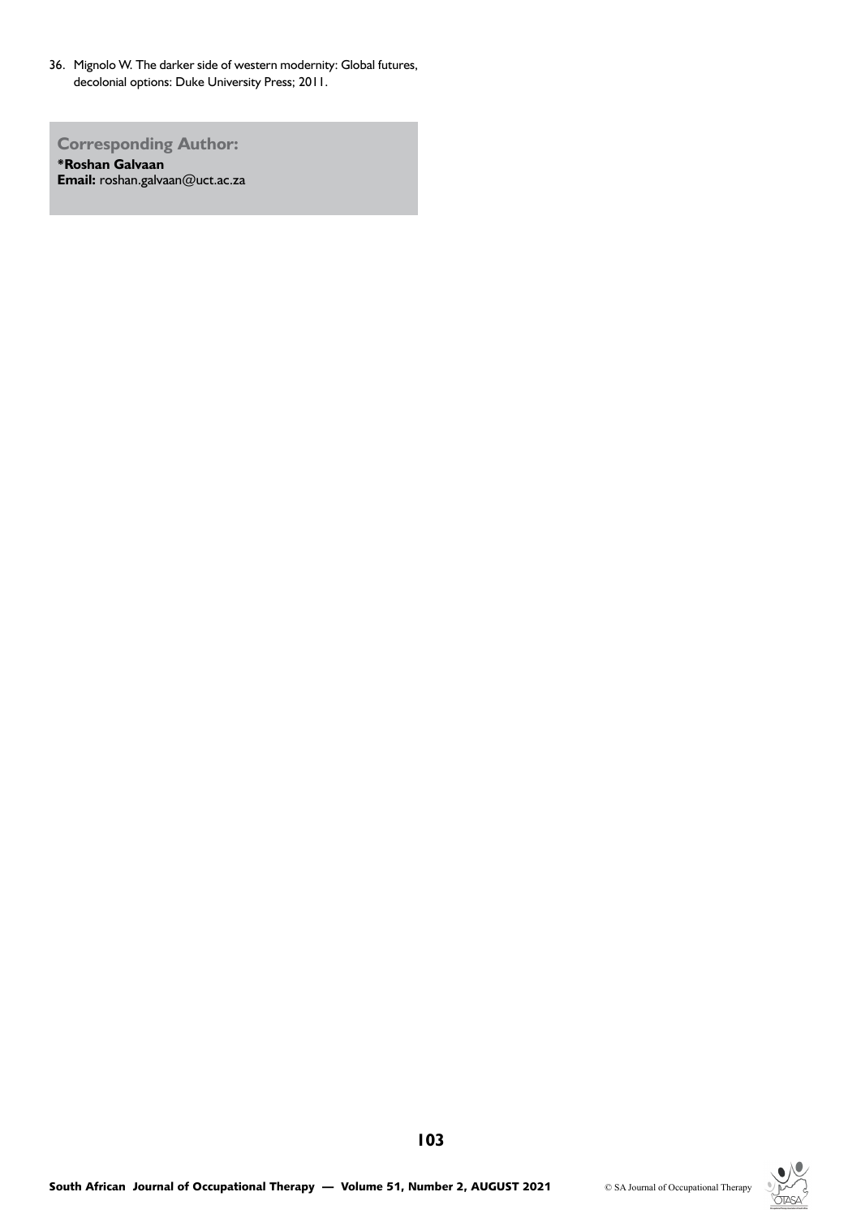36. Mignolo W. The darker side of western modernity: Global futures, decolonial options: Duke University Press; 2011.

**Corresponding Author:**

***Roshan Galvaan**

**Email:** roshan.galvaan@uct.ac.za